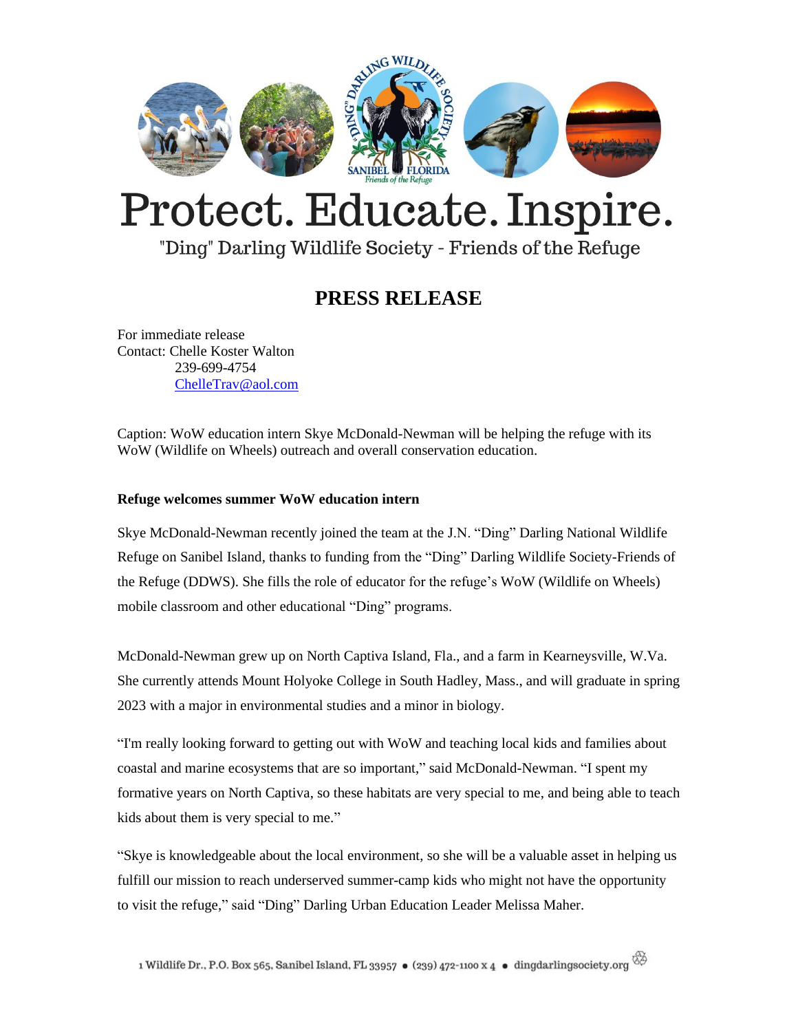# Protect. Educate. Inspire.

"Ding" Darling Wildlife Society - Friends of the Refuge

## PRESS RELEASE

For immediate release
Contact: Chelle Koster Walton
239-699-4754
ChelleTrav@aol.com

Caption: WoW education intern Skye McDonald-Newman will be helping the refuge with its WoW (Wildlife on Wheels) outreach and overall conservation education.

**Refuge welcomes summer WoW education intern**

Skye McDonald-Newman recently joined the team at the J.N. "Ding" Darling National Wildlife Refuge on Sanibel Island, thanks to funding from the "Ding" Darling Wildlife Society-Friends of the Refuge (DDWS). She fills the role of educator for the refuge's WoW (Wildlife on Wheels) mobile classroom and other educational "Ding" programs.

McDonald-Newman grew up on North Captiva Island, Fla., and a farm in Kearneysville, W.Va. She currently attends Mount Holyoke College in South Hadley, Mass., and will graduate in spring 2023 with a major in environmental studies and a minor in biology.

"I'm really looking forward to getting out with WoW and teaching local kids and families about coastal and marine ecosystems that are so important," said McDonald-Newman. "I spent my formative years on North Captiva, so these habitats are very special to me, and being able to teach kids about them is very special to me."

"Skye is knowledgeable about the local environment, so she will be a valuable asset in helping us fulfill our mission to reach underserved summer-camp kids who might not have the opportunity to visit the refuge," said "Ding" Darling Urban Education Leader Melissa Maher.

1 Wildlife Dr., P.O. Box 565, Sanibel Island, FL 33957 • (239) 472-1100 x 4 • dingdarlingsociety.org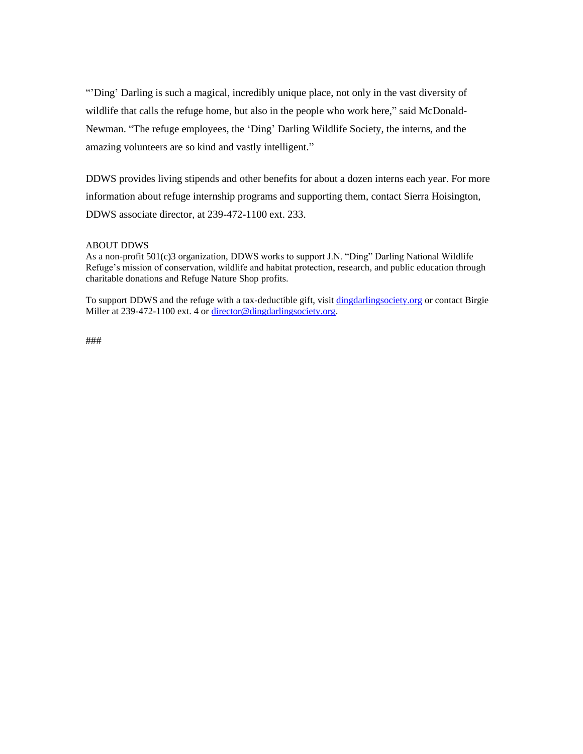"'Ding' Darling is such a magical, incredibly unique place, not only in the vast diversity of wildlife that calls the refuge home, but also in the people who work here," said McDonald-Newman. "The refuge employees, the 'Ding' Darling Wildlife Society, the interns, and the amazing volunteers are so kind and vastly intelligent."

DDWS provides living stipends and other benefits for about a dozen interns each year. For more information about refuge internship programs and supporting them, contact Sierra Hoisington, DDWS associate director, at 239-472-1100 ext. 233.

ABOUT DDWS
As a non-profit 501(c)3 organization, DDWS works to support J.N. "Ding" Darling National Wildlife Refuge's mission of conservation, wildlife and habitat protection, research, and public education through charitable donations and Refuge Nature Shop profits.

To support DDWS and the refuge with a tax-deductible gift, visit dingdarlingsociety.org or contact Birgie Miller at 239-472-1100 ext. 4 or director@dingdarlingsociety.org.

###